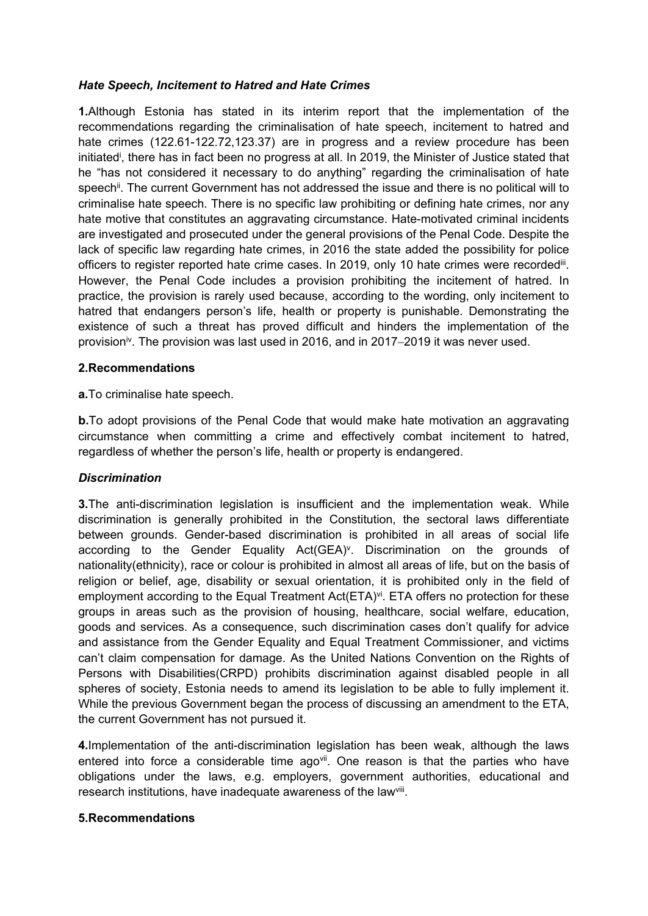### *Hate Speech, Incitement to Hatred and Hate Crimes*

**1.**Although Estonia has stated in its interim report that the implementation of the recommendations regarding the criminalisation of hate speech, incitement to hatred and hate crimes (122.61-122.72,123.37) are in progress and a review procedure has been initiated[i], there has in fact been no progress at all. In 2019, the Minister of Justice stated that he "has not considered it necessary to do anything" regarding the criminalisation of hate speech[ii]. The current Government has not addressed the issue and there is no political will to criminalise hate speech. There is no specific law prohibiting or defining hate crimes, nor any hate motive that constitutes an aggravating circumstance. Hate-motivated criminal incidents are investigated and prosecuted under the general provisions of the Penal Code. Despite the lack of specific law regarding hate crimes, in 2016 the state added the possibility for police officers to register reported hate crime cases. In 2019, only 10 hate crimes were recorded[iii]. However, the Penal Code includes a provision prohibiting the incitement of hatred. In practice, the provision is rarely used because, according to the wording, only incitement to hatred that endangers person's life, health or property is punishable. Demonstrating the existence of such a threat has proved difficult and hinders the implementation of the provision[iv]. The provision was last used in 2016, and in 2017–2019 it was never used.

**2.Recommendations**

**a.**To criminalise hate speech.

**b.**To adopt provisions of the Penal Code that would make hate motivation an aggravating circumstance when committing a crime and effectively combat incitement to hatred, regardless of whether the person's life, health or property is endangered.

### *Discrimination*

**3.**The anti-discrimination legislation is insufficient and the implementation weak. While discrimination is generally prohibited in the Constitution, the sectoral laws differentiate between grounds. Gender-based discrimination is prohibited in all areas of social life according to the Gender Equality Act(GEA)[v]. Discrimination on the grounds of nationality(ethnicity), race or colour is prohibited in almost all areas of life, but on the basis of religion or belief, age, disability or sexual orientation, it is prohibited only in the field of employment according to the Equal Treatment Act(ETA)[vi]. ETA offers no protection for these groups in areas such as the provision of housing, healthcare, social welfare, education, goods and services. As a consequence, such discrimination cases don't qualify for advice and assistance from the Gender Equality and Equal Treatment Commissioner, and victims can't claim compensation for damage. As the United Nations Convention on the Rights of Persons with Disabilities(CRPD) prohibits discrimination against disabled people in all spheres of society, Estonia needs to amend its legislation to be able to fully implement it. While the previous Government began the process of discussing an amendment to the ETA, the current Government has not pursued it.

**4.**Implementation of the anti-discrimination legislation has been weak, although the laws entered into force a considerable time ago[vii]. One reason is that the parties who have obligations under the laws, e.g. employers, government authorities, educational and research institutions, have inadequate awareness of the law[viii].

**5.Recommendations**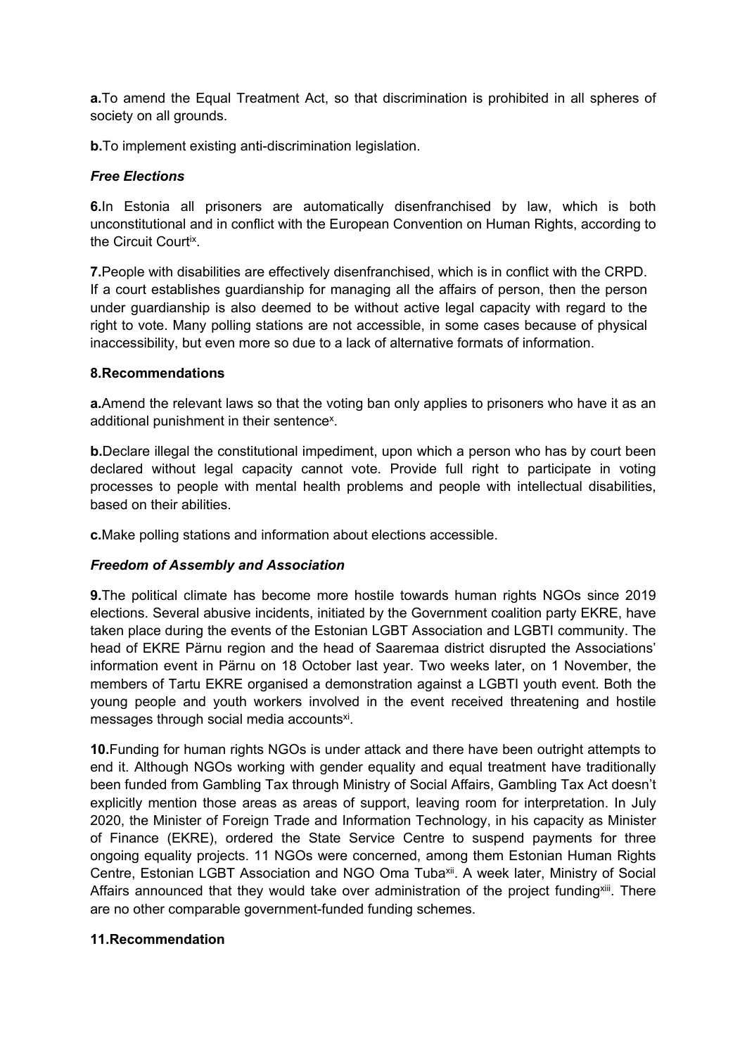**a.**To amend the Equal Treatment Act, so that discrimination is prohibited in all spheres of society on all grounds.

**b.**To implement existing anti-discrimination legislation.

### *Free Elections*

**6.**In Estonia all prisoners are automatically disenfranchised by law, which is both unconstitutional and in conflict with the European Convention on Human Rights, according to the Circuit Court[ix].

**7.**People with disabilities are effectively disenfranchised, which is in conflict with the CRPD. If a court establishes guardianship for managing all the affairs of person, then the person under guardianship is also deemed to be without active legal capacity with regard to the right to vote. Many polling stations are not accessible, in some cases because of physical inaccessibility, but even more so due to a lack of alternative formats of information.

**8.Recommendations**

**a.**Amend the relevant laws so that the voting ban only applies to prisoners who have it as an additional punishment in their sentence[x].

**b.**Declare illegal the constitutional impediment, upon which a person who has by court been declared without legal capacity cannot vote. Provide full right to participate in voting processes to people with mental health problems and people with intellectual disabilities, based on their abilities.

**c.**Make polling stations and information about elections accessible.

### *Freedom of Assembly and Association*

**9.**The political climate has become more hostile towards human rights NGOs since 2019 elections. Several abusive incidents, initiated by the Government coalition party EKRE, have taken place during the events of the Estonian LGBT Association and LGBTI community. The head of EKRE Pärnu region and the head of Saaremaa district disrupted the Associations' information event in Pärnu on 18 October last year. Two weeks later, on 1 November, the members of Tartu EKRE organised a demonstration against a LGBTI youth event. Both the young people and youth workers involved in the event received threatening and hostile messages through social media accounts[xi].

**10.**Funding for human rights NGOs is under attack and there have been outright attempts to end it. Although NGOs working with gender equality and equal treatment have traditionally been funded from Gambling Tax through Ministry of Social Affairs, Gambling Tax Act doesn't explicitly mention those areas as areas of support, leaving room for interpretation. In July 2020, the Minister of Foreign Trade and Information Technology, in his capacity as Minister of Finance (EKRE), ordered the State Service Centre to suspend payments for three ongoing equality projects. 11 NGOs were concerned, among them Estonian Human Rights Centre, Estonian LGBT Association and NGO Oma Tuba[xii]. A week later, Ministry of Social Affairs announced that they would take over administration of the project funding[xiii]. There are no other comparable government-funded funding schemes.

**11.Recommendation**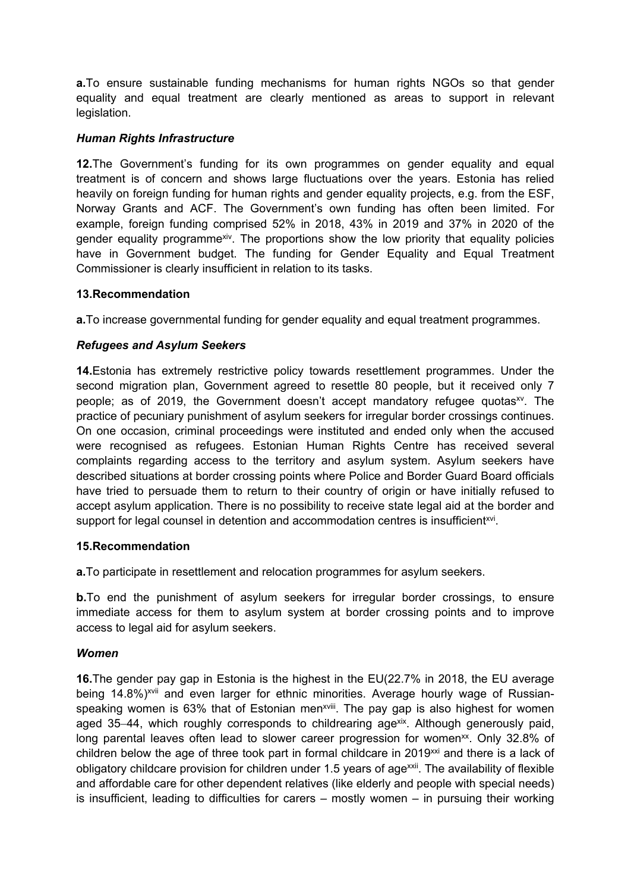**a.** To ensure sustainable funding mechanisms for human rights NGOs so that gender equality and equal treatment are clearly mentioned as areas to support in relevant legislation.

### *Human Rights Infrastructure*

**12.** The Government's funding for its own programmes on gender equality and equal treatment is of concern and shows large fluctuations over the years. Estonia has relied heavily on foreign funding for human rights and gender equality projects, e.g. from the ESF, Norway Grants and ACF. The Government's own funding has often been limited. For example, foreign funding comprised 52% in 2018, 43% in 2019 and 37% in 2020 of the gender equality programme[xiv]. The proportions show the low priority that equality policies have in Government budget. The funding for Gender Equality and Equal Treatment Commissioner is clearly insufficient in relation to its tasks.

**13. Recommendation**

**a.** To increase governmental funding for gender equality and equal treatment programmes.

### *Refugees and Asylum Seekers*

**14.** Estonia has extremely restrictive policy towards resettlement programmes. Under the second migration plan, Government agreed to resettle 80 people, but it received only 7 people; as of 2019, the Government doesn't accept mandatory refugee quotas[xv]. The practice of pecuniary punishment of asylum seekers for irregular border crossings continues. On one occasion, criminal proceedings were instituted and ended only when the accused were recognised as refugees. Estonian Human Rights Centre has received several complaints regarding access to the territory and asylum system. Asylum seekers have described situations at border crossing points where Police and Border Guard Board officials have tried to persuade them to return to their country of origin or have initially refused to accept asylum application. There is no possibility to receive state legal aid at the border and support for legal counsel in detention and accommodation centres is insufficient[xvi].

**15. Recommendation**

**a.** To participate in resettlement and relocation programmes for asylum seekers.

**b.** To end the punishment of asylum seekers for irregular border crossings, to ensure immediate access for them to asylum system at border crossing points and to improve access to legal aid for asylum seekers.

### *Women*

**16.** The gender pay gap in Estonia is the highest in the EU(22.7% in 2018, the EU average being 14.8%)[xvii] and even larger for ethnic minorities. Average hourly wage of Russian-speaking women is 63% that of Estonian men[xviii]. The pay gap is also highest for women aged 35–44, which roughly corresponds to childrearing age[xix]. Although generously paid, long parental leaves often lead to slower career progression for women[xx]. Only 32.8% of children below the age of three took part in formal childcare in 2019[xxi] and there is a lack of obligatory childcare provision for children under 1.5 years of age[xxii]. The availability of flexible and affordable care for other dependent relatives (like elderly and people with special needs) is insufficient, leading to difficulties for carers – mostly women – in pursuing their working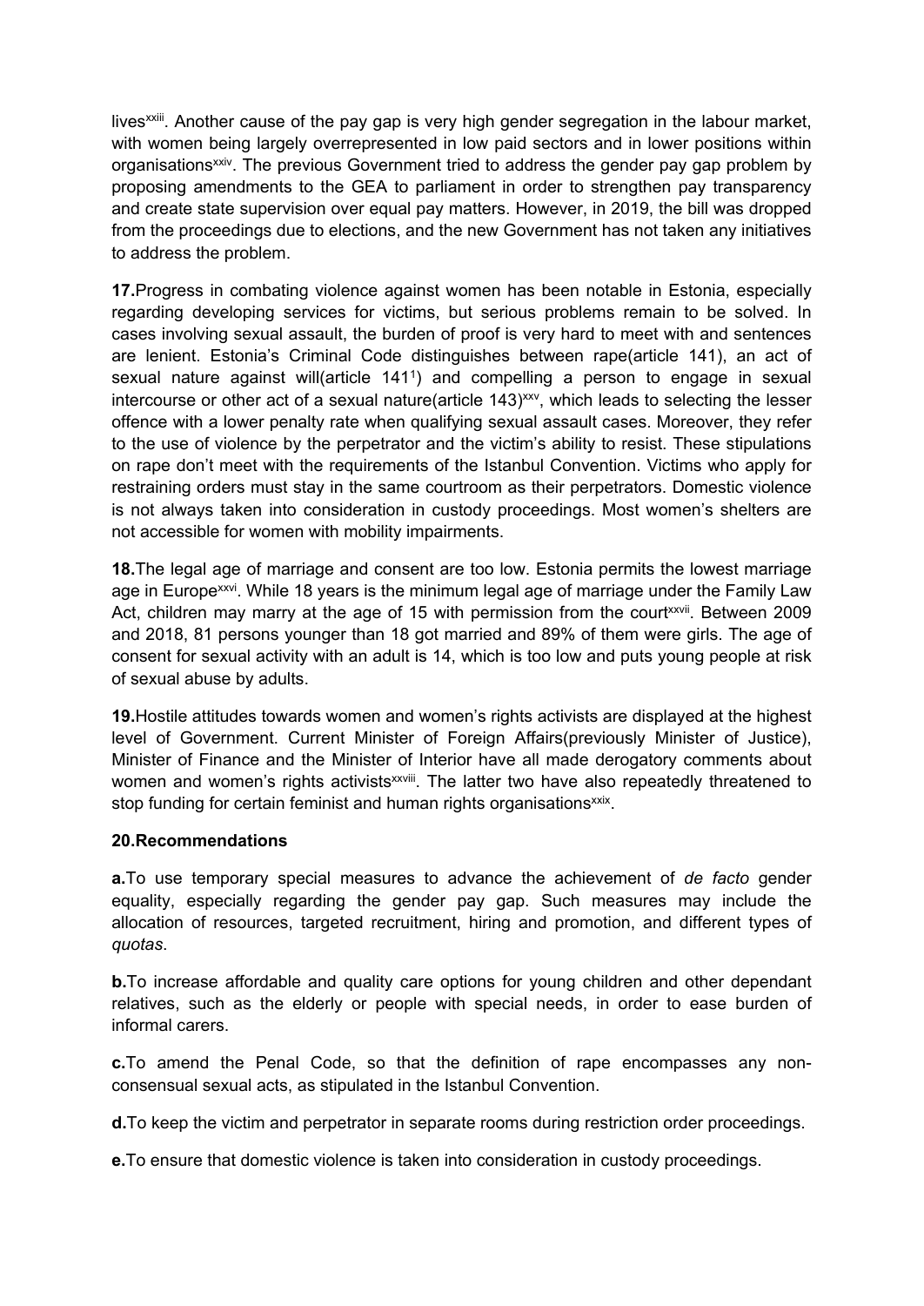lives[xxiii]. Another cause of the pay gap is very high gender segregation in the labour market, with women being largely overrepresented in low paid sectors and in lower positions within organisations[xxiv]. The previous Government tried to address the gender pay gap problem by proposing amendments to the GEA to parliament in order to strengthen pay transparency and create state supervision over equal pay matters. However, in 2019, the bill was dropped from the proceedings due to elections, and the new Government has not taken any initiatives to address the problem.

**17.**Progress in combating violence against women has been notable in Estonia, especially regarding developing services for victims, but serious problems remain to be solved. In cases involving sexual assault, the burden of proof is very hard to meet with and sentences are lenient. Estonia's Criminal Code distinguishes between rape(article 141), an act of sexual nature against will(article 141[1]) and compelling a person to engage in sexual intercourse or other act of a sexual nature(article 143)[xxv], which leads to selecting the lesser offence with a lower penalty rate when qualifying sexual assault cases. Moreover, they refer to the use of violence by the perpetrator and the victim's ability to resist. These stipulations on rape don't meet with the requirements of the Istanbul Convention. Victims who apply for restraining orders must stay in the same courtroom as their perpetrators. Domestic violence is not always taken into consideration in custody proceedings. Most women's shelters are not accessible for women with mobility impairments.

**18.**The legal age of marriage and consent are too low. Estonia permits the lowest marriage age in Europe[xxvi]. While 18 years is the minimum legal age of marriage under the Family Law Act, children may marry at the age of 15 with permission from the court[xxvii]. Between 2009 and 2018, 81 persons younger than 18 got married and 89% of them were girls. The age of consent for sexual activity with an adult is 14, which is too low and puts young people at risk of sexual abuse by adults.

**19.**Hostile attitudes towards women and women's rights activists are displayed at the highest level of Government. Current Minister of Foreign Affairs(previously Minister of Justice), Minister of Finance and the Minister of Interior have all made derogatory comments about women and women's rights activists[xxviii]. The latter two have also repeatedly threatened to stop funding for certain feminist and human rights organisations[xxix].

**20.Recommendations**

**a.**To use temporary special measures to advance the achievement of *de facto* gender equality, especially regarding the gender pay gap. Such measures may include the allocation of resources, targeted recruitment, hiring and promotion, and different types of *quotas*.

**b.**To increase affordable and quality care options for young children and other dependant relatives, such as the elderly or people with special needs, in order to ease burden of informal carers.

**c.**To amend the Penal Code, so that the definition of rape encompasses any non-consensual sexual acts, as stipulated in the Istanbul Convention.

**d.**To keep the victim and perpetrator in separate rooms during restriction order proceedings.

**e.**To ensure that domestic violence is taken into consideration in custody proceedings.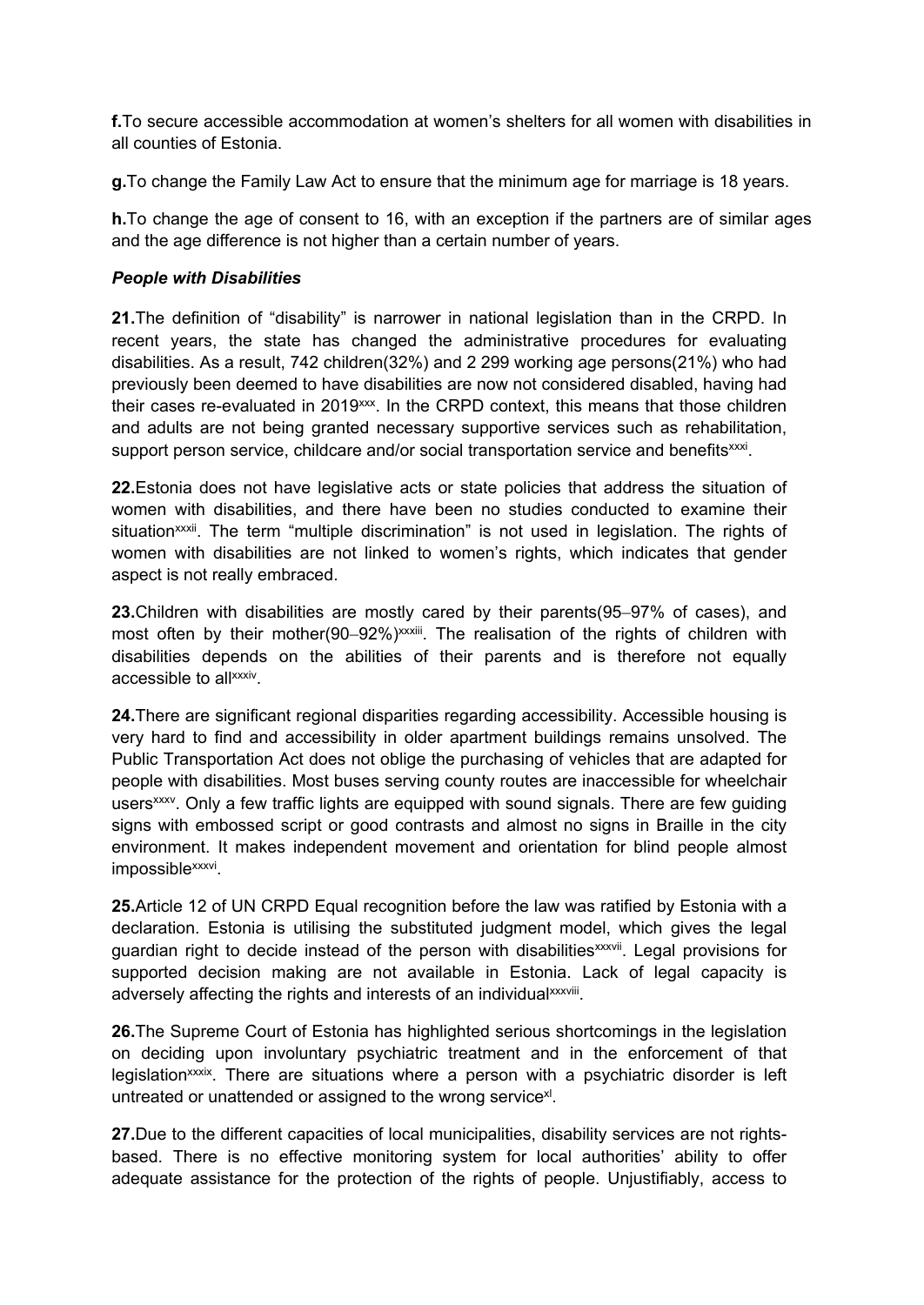**f.** To secure accessible accommodation at women's shelters for all women with disabilities in all counties of Estonia.

**g.** To change the Family Law Act to ensure that the minimum age for marriage is 18 years.

**h.** To change the age of consent to 16, with an exception if the partners are of similar ages and the age difference is not higher than a certain number of years.

***People with Disabilities***

**21.** The definition of "disability" is narrower in national legislation than in the CRPD. In recent years, the state has changed the administrative procedures for evaluating disabilities. As a result, 742 children(32%) and 2 299 working age persons(21%) who had previously been deemed to have disabilities are now not considered disabled, having had their cases re-evaluated in 2019[xxx]. In the CRPD context, this means that those children and adults are not being granted necessary supportive services such as rehabilitation, support person service, childcare and/or social transportation service and benefits[xxxi].

**22.** Estonia does not have legislative acts or state policies that address the situation of women with disabilities, and there have been no studies conducted to examine their situation[xxxii]. The term "multiple discrimination" is not used in legislation. The rights of women with disabilities are not linked to women's rights, which indicates that gender aspect is not really embraced.

**23.** Children with disabilities are mostly cared by their parents(95–97% of cases), and most often by their mother(90–92%)[xxxiii]. The realisation of the rights of children with disabilities depends on the abilities of their parents and is therefore not equally accessible to all[xxxiv].

**24.** There are significant regional disparities regarding accessibility. Accessible housing is very hard to find and accessibility in older apartment buildings remains unsolved. The Public Transportation Act does not oblige the purchasing of vehicles that are adapted for people with disabilities. Most buses serving county routes are inaccessible for wheelchair users[xxxv]. Only a few traffic lights are equipped with sound signals. There are few guiding signs with embossed script or good contrasts and almost no signs in Braille in the city environment. It makes independent movement and orientation for blind people almost impossible[xxxvi].

**25.** Article 12 of UN CRPD Equal recognition before the law was ratified by Estonia with a declaration. Estonia is utilising the substituted judgment model, which gives the legal guardian right to decide instead of the person with disabilities[xxxvii]. Legal provisions for supported decision making are not available in Estonia. Lack of legal capacity is adversely affecting the rights and interests of an individual[xxxviii].

**26.** The Supreme Court of Estonia has highlighted serious shortcomings in the legislation on deciding upon involuntary psychiatric treatment and in the enforcement of that legislation[xxxix]. There are situations where a person with a psychiatric disorder is left untreated or unattended or assigned to the wrong service[xl].

**27.** Due to the different capacities of local municipalities, disability services are not rights-based. There is no effective monitoring system for local authorities' ability to offer adequate assistance for the protection of the rights of people. Unjustifiably, access to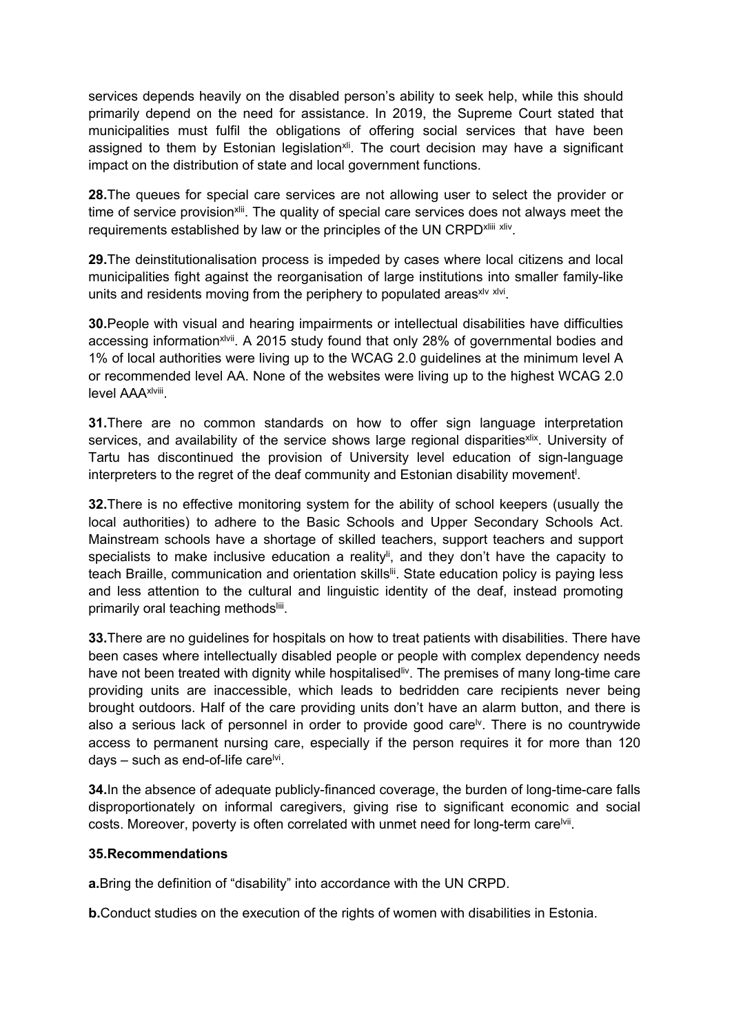services depends heavily on the disabled person's ability to seek help, while this should primarily depend on the need for assistance. In 2019, the Supreme Court stated that municipalities must fulfil the obligations of offering social services that have been assigned to them by Estonian legislation[xli]. The court decision may have a significant impact on the distribution of state and local government functions.

**28.** The queues for special care services are not allowing user to select the provider or time of service provision[xlii]. The quality of special care services does not always meet the requirements established by law or the principles of the UN CRPD[xliii xliv].

**29.** The deinstitutionalisation process is impeded by cases where local citizens and local municipalities fight against the reorganisation of large institutions into smaller family-like units and residents moving from the periphery to populated areas[xlv xlvi].

**30.** People with visual and hearing impairments or intellectual disabilities have difficulties accessing information[xlvii]. A 2015 study found that only 28% of governmental bodies and 1% of local authorities were living up to the WCAG 2.0 guidelines at the minimum level A or recommended level AA. None of the websites were living up to the highest WCAG 2.0 level AAA[xlviii].

**31.** There are no common standards on how to offer sign language interpretation services, and availability of the service shows large regional disparities[xlix]. University of Tartu has discontinued the provision of University level education of sign-language interpreters to the regret of the deaf community and Estonian disability movement[l].

**32.** There is no effective monitoring system for the ability of school keepers (usually the local authorities) to adhere to the Basic Schools and Upper Secondary Schools Act. Mainstream schools have a shortage of skilled teachers, support teachers and support specialists to make inclusive education a reality[li], and they don't have the capacity to teach Braille, communication and orientation skills[lii]. State education policy is paying less and less attention to the cultural and linguistic identity of the deaf, instead promoting primarily oral teaching methods[liii].

**33.** There are no guidelines for hospitals on how to treat patients with disabilities. There have been cases where intellectually disabled people or people with complex dependency needs have not been treated with dignity while hospitalised[liv]. The premises of many long-time care providing units are inaccessible, which leads to bedridden care recipients never being brought outdoors. Half of the care providing units don't have an alarm button, and there is also a serious lack of personnel in order to provide good care[lv]. There is no countrywide access to permanent nursing care, especially if the person requires it for more than 120 days – such as end-of-life care[lvi].

**34.** In the absence of adequate publicly-financed coverage, the burden of long-time-care falls disproportionately on informal caregivers, giving rise to significant economic and social costs. Moreover, poverty is often correlated with unmet need for long-term care[lvii].

**35. Recommendations**

**a.** Bring the definition of "disability" into accordance with the UN CRPD.

**b.** Conduct studies on the execution of the rights of women with disabilities in Estonia.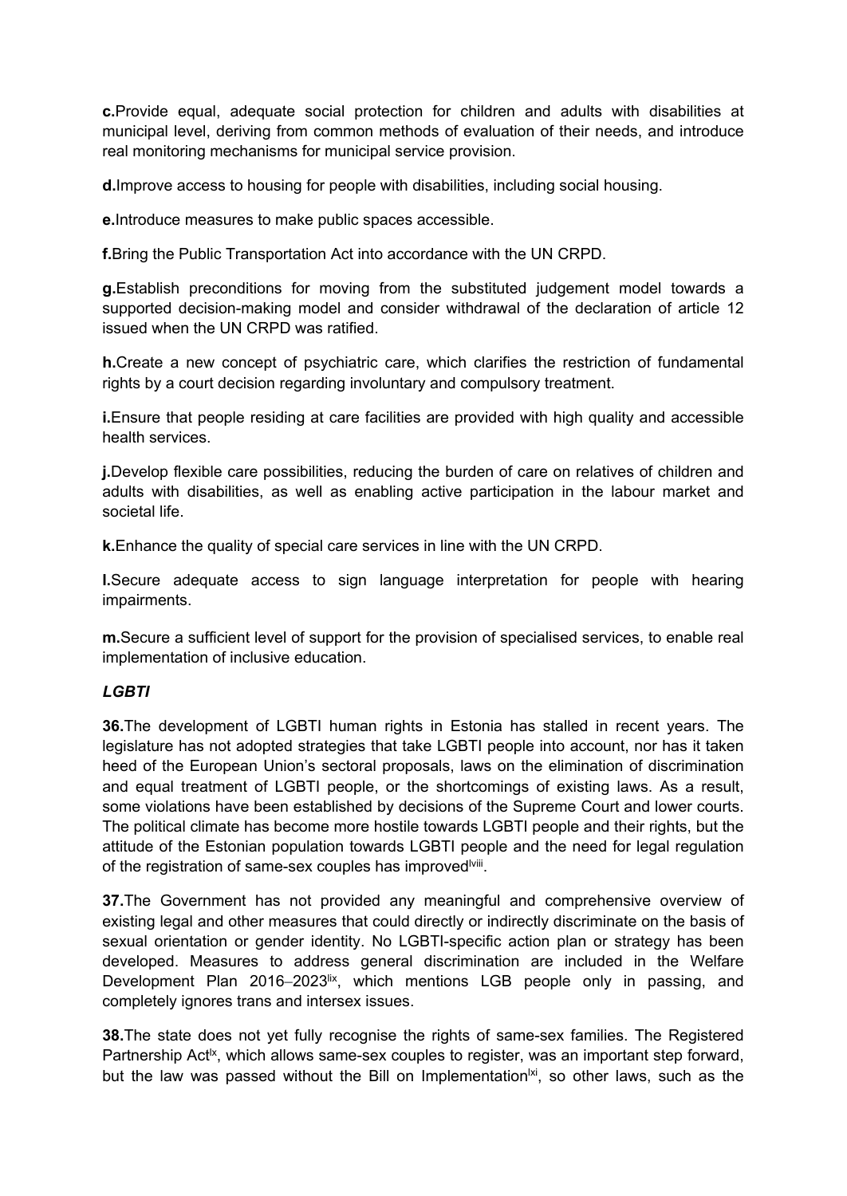**c.**Provide equal, adequate social protection for children and adults with disabilities at municipal level, deriving from common methods of evaluation of their needs, and introduce real monitoring mechanisms for municipal service provision.

**d.**Improve access to housing for people with disabilities, including social housing.

**e.**Introduce measures to make public spaces accessible.

**f.**Bring the Public Transportation Act into accordance with the UN CRPD.

**g.**Establish preconditions for moving from the substituted judgement model towards a supported decision-making model and consider withdrawal of the declaration of article 12 issued when the UN CRPD was ratified.

**h.**Create a new concept of psychiatric care, which clarifies the restriction of fundamental rights by a court decision regarding involuntary and compulsory treatment.

**i.**Ensure that people residing at care facilities are provided with high quality and accessible health services.

**j.**Develop flexible care possibilities, reducing the burden of care on relatives of children and adults with disabilities, as well as enabling active participation in the labour market and societal life.

**k.**Enhance the quality of special care services in line with the UN CRPD.

**l.**Secure adequate access to sign language interpretation for people with hearing impairments.

**m.**Secure a sufficient level of support for the provision of specialised services, to enable real implementation of inclusive education.

***LGBTI***

**36.**The development of LGBTI human rights in Estonia has stalled in recent years. The legislature has not adopted strategies that take LGBTI people into account, nor has it taken heed of the European Union's sectoral proposals, laws on the elimination of discrimination and equal treatment of LGBTI people, or the shortcomings of existing laws. As a result, some violations have been established by decisions of the Supreme Court and lower courts. The political climate has become more hostile towards LGBTI people and their rights, but the attitude of the Estonian population towards LGBTI people and the need for legal regulation of the registration of same-sex couples has improved[lviii].

**37.**The Government has not provided any meaningful and comprehensive overview of existing legal and other measures that could directly or indirectly discriminate on the basis of sexual orientation or gender identity. No LGBTI-specific action plan or strategy has been developed. Measures to address general discrimination are included in the Welfare Development Plan 2016–2023[lix], which mentions LGB people only in passing, and completely ignores trans and intersex issues.

**38.**The state does not yet fully recognise the rights of same-sex families. The Registered Partnership Act[lx], which allows same-sex couples to register, was an important step forward, but the law was passed without the Bill on Implementation[lxi], so other laws, such as the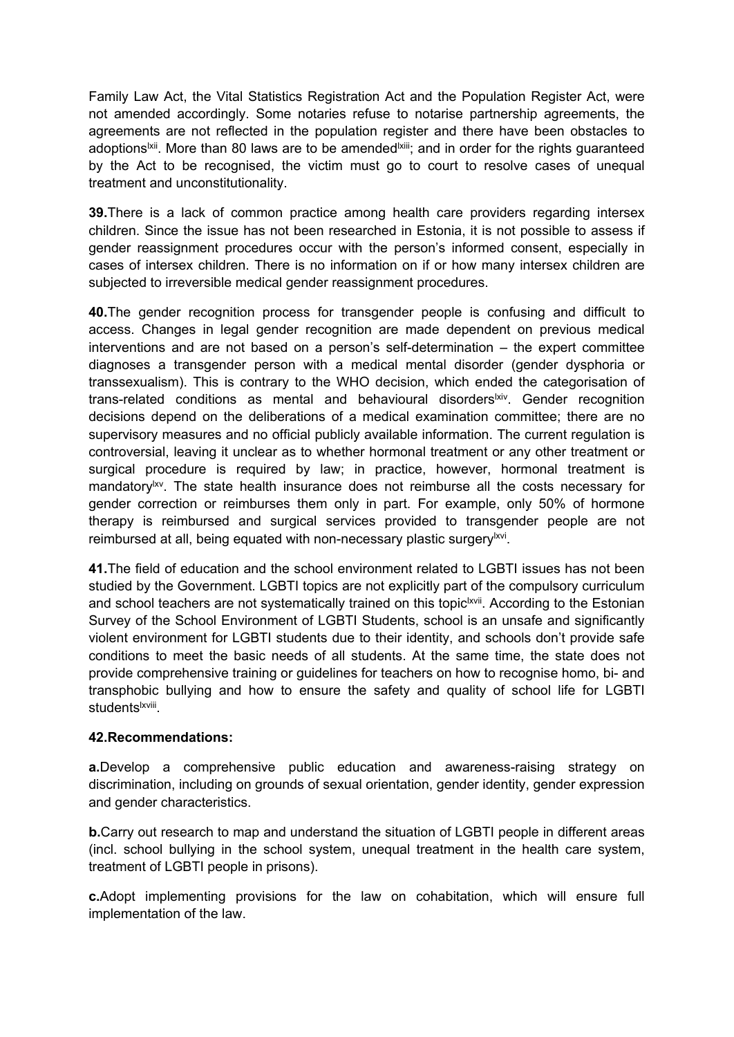Family Law Act, the Vital Statistics Registration Act and the Population Register Act, were not amended accordingly. Some notaries refuse to notarise partnership agreements, the agreements are not reflected in the population register and there have been obstacles to adoptions[lxii]. More than 80 laws are to be amended[lxiii]; and in order for the rights guaranteed by the Act to be recognised, the victim must go to court to resolve cases of unequal treatment and unconstitutionality.

**39.**There is a lack of common practice among health care providers regarding intersex children. Since the issue has not been researched in Estonia, it is not possible to assess if gender reassignment procedures occur with the person's informed consent, especially in cases of intersex children. There is no information on if or how many intersex children are subjected to irreversible medical gender reassignment procedures.

**40.**The gender recognition process for transgender people is confusing and difficult to access. Changes in legal gender recognition are made dependent on previous medical interventions and are not based on a person's self-determination – the expert committee diagnoses a transgender person with a medical mental disorder (gender dysphoria or transsexualism). This is contrary to the WHO decision, which ended the categorisation of trans-related conditions as mental and behavioural disorders[lxiv]. Gender recognition decisions depend on the deliberations of a medical examination committee; there are no supervisory measures and no official publicly available information. The current regulation is controversial, leaving it unclear as to whether hormonal treatment or any other treatment or surgical procedure is required by law; in practice, however, hormonal treatment is mandatory[lxv]. The state health insurance does not reimburse all the costs necessary for gender correction or reimburses them only in part. For example, only 50% of hormone therapy is reimbursed and surgical services provided to transgender people are not reimbursed at all, being equated with non-necessary plastic surgery[lxvi].

**41.**The field of education and the school environment related to LGBTI issues has not been studied by the Government. LGBTI topics are not explicitly part of the compulsory curriculum and school teachers are not systematically trained on this topic[lxvii]. According to the Estonian Survey of the School Environment of LGBTI Students, school is an unsafe and significantly violent environment for LGBTI students due to their identity, and schools don't provide safe conditions to meet the basic needs of all students. At the same time, the state does not provide comprehensive training or guidelines for teachers on how to recognise homo, bi- and transphobic bullying and how to ensure the safety and quality of school life for LGBTI students[lxviii].

**42.Recommendations:**

**a.**Develop a comprehensive public education and awareness-raising strategy on discrimination, including on grounds of sexual orientation, gender identity, gender expression and gender characteristics.

**b.**Carry out research to map and understand the situation of LGBTI people in different areas (incl. school bullying in the school system, unequal treatment in the health care system, treatment of LGBTI people in prisons).

**c.**Adopt implementing provisions for the law on cohabitation, which will ensure full implementation of the law.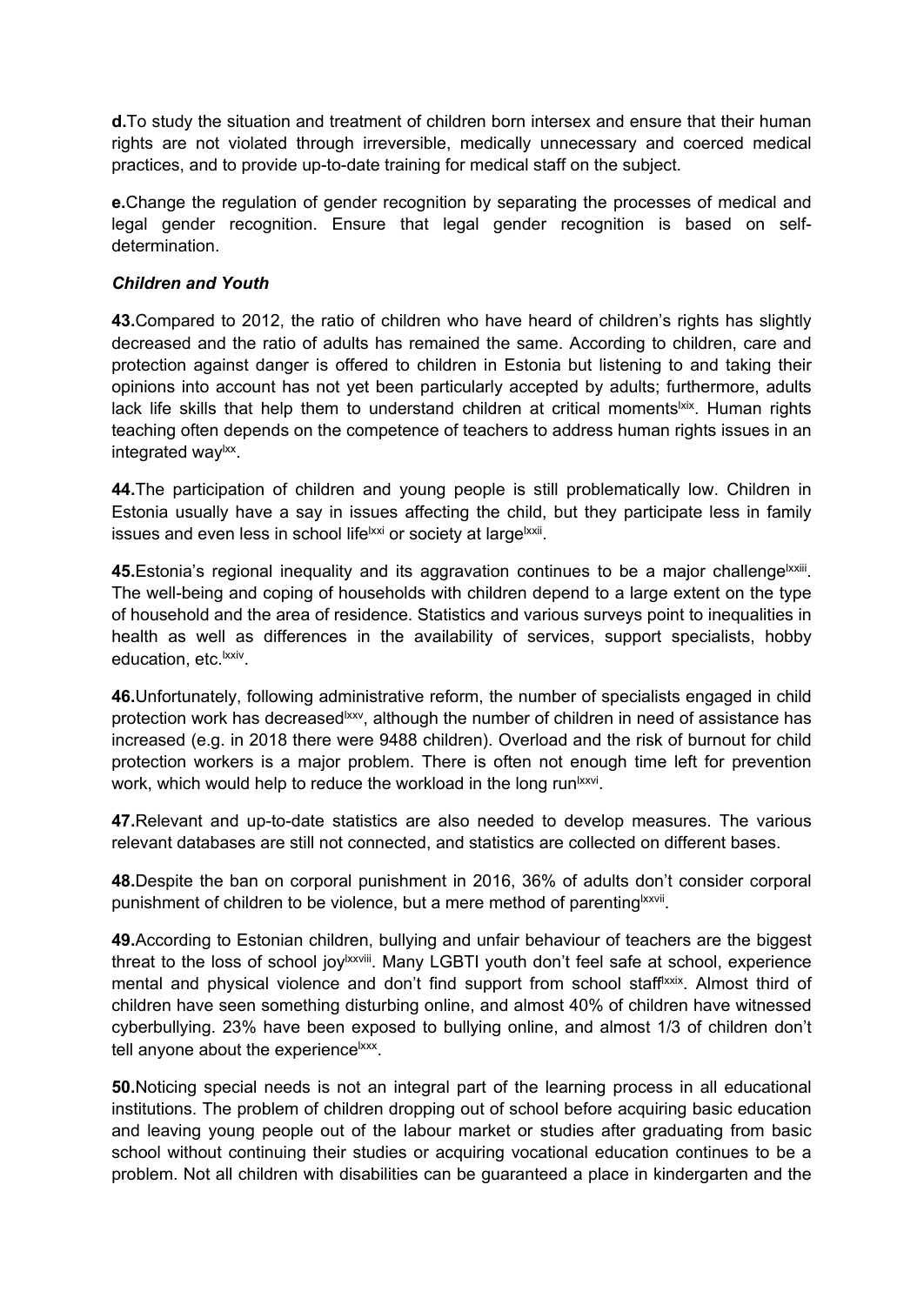**d.**To study the situation and treatment of children born intersex and ensure that their human rights are not violated through irreversible, medically unnecessary and coerced medical practices, and to provide up-to-date training for medical staff on the subject.

**e.**Change the regulation of gender recognition by separating the processes of medical and legal gender recognition. Ensure that legal gender recognition is based on self-determination.

***Children and Youth***

**43.**Compared to 2012, the ratio of children who have heard of children's rights has slightly decreased and the ratio of adults has remained the same. According to children, care and protection against danger is offered to children in Estonia but listening to and taking their opinions into account has not yet been particularly accepted by adults; furthermore, adults lack life skills that help them to understand children at critical moments[lxix]. Human rights teaching often depends on the competence of teachers to address human rights issues in an integrated way[lxx].

**44.**The participation of children and young people is still problematically low. Children in Estonia usually have a say in issues affecting the child, but they participate less in family issues and even less in school life[lxxi] or society at large[lxxii].

**45.**Estonia's regional inequality and its aggravation continues to be a major challenge[lxxiii]. The well-being and coping of households with children depend to a large extent on the type of household and the area of residence. Statistics and various surveys point to inequalities in health as well as differences in the availability of services, support specialists, hobby education, etc.[lxxiv].

**46.**Unfortunately, following administrative reform, the number of specialists engaged in child protection work has decreased[lxxv], although the number of children in need of assistance has increased (e.g. in 2018 there were 9488 children). Overload and the risk of burnout for child protection workers is a major problem. There is often not enough time left for prevention work, which would help to reduce the workload in the long run[lxxvi].

**47.**Relevant and up-to-date statistics are also needed to develop measures. The various relevant databases are still not connected, and statistics are collected on different bases.

**48.**Despite the ban on corporal punishment in 2016, 36% of adults don't consider corporal punishment of children to be violence, but a mere method of parenting[lxxvii].

**49.**According to Estonian children, bullying and unfair behaviour of teachers are the biggest threat to the loss of school joy[lxxviii]. Many LGBTI youth don't feel safe at school, experience mental and physical violence and don't find support from school staff[lxxix]. Almost third of children have seen something disturbing online, and almost 40% of children have witnessed cyberbullying. 23% have been exposed to bullying online, and almost 1/3 of children don't tell anyone about the experience[lxxx].

**50.**Noticing special needs is not an integral part of the learning process in all educational institutions. The problem of children dropping out of school before acquiring basic education and leaving young people out of the labour market or studies after graduating from basic school without continuing their studies or acquiring vocational education continues to be a problem. Not all children with disabilities can be guaranteed a place in kindergarten and the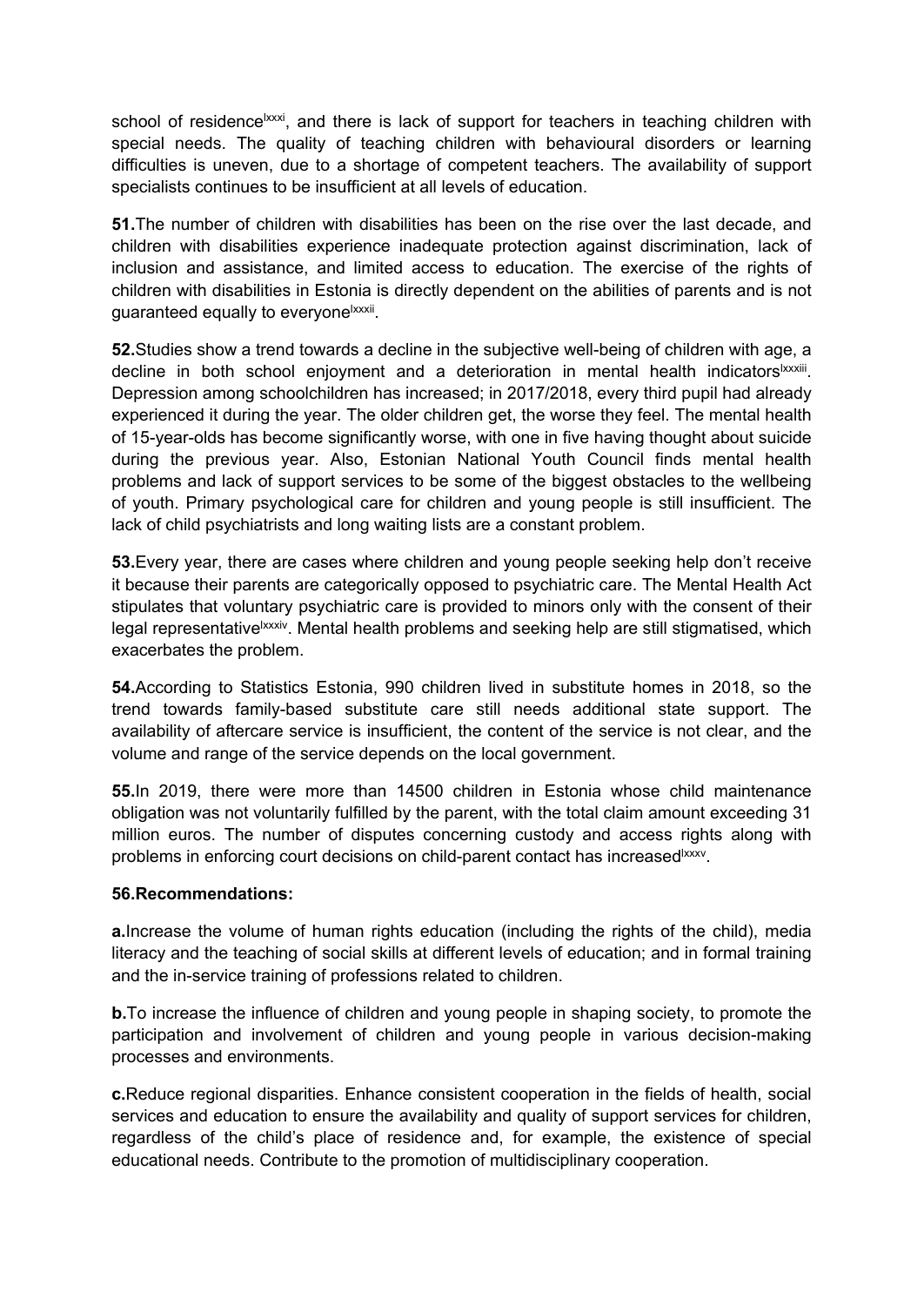school of residence[lxxxi], and there is lack of support for teachers in teaching children with special needs. The quality of teaching children with behavioural disorders or learning difficulties is uneven, due to a shortage of competent teachers. The availability of support specialists continues to be insufficient at all levels of education.

**51.**The number of children with disabilities has been on the rise over the last decade, and children with disabilities experience inadequate protection against discrimination, lack of inclusion and assistance, and limited access to education. The exercise of the rights of children with disabilities in Estonia is directly dependent on the abilities of parents and is not guaranteed equally to everyone[lxxxii].

**52.**Studies show a trend towards a decline in the subjective well-being of children with age, a decline in both school enjoyment and a deterioration in mental health indicators[lxxxiii]. Depression among schoolchildren has increased; in 2017/2018, every third pupil had already experienced it during the year. The older children get, the worse they feel. The mental health of 15-year-olds has become significantly worse, with one in five having thought about suicide during the previous year. Also, Estonian National Youth Council finds mental health problems and lack of support services to be some of the biggest obstacles to the wellbeing of youth. Primary psychological care for children and young people is still insufficient. The lack of child psychiatrists and long waiting lists are a constant problem.

**53.**Every year, there are cases where children and young people seeking help don't receive it because their parents are categorically opposed to psychiatric care. The Mental Health Act stipulates that voluntary psychiatric care is provided to minors only with the consent of their legal representative[lxxxiv]. Mental health problems and seeking help are still stigmatised, which exacerbates the problem.

**54.**According to Statistics Estonia, 990 children lived in substitute homes in 2018, so the trend towards family-based substitute care still needs additional state support. The availability of aftercare service is insufficient, the content of the service is not clear, and the volume and range of the service depends on the local government.

**55.**In 2019, there were more than 14500 children in Estonia whose child maintenance obligation was not voluntarily fulfilled by the parent, with the total claim amount exceeding 31 million euros. The number of disputes concerning custody and access rights along with problems in enforcing court decisions on child-parent contact has increased[lxxxv].

**56.Recommendations:**

**a.**Increase the volume of human rights education (including the rights of the child), media literacy and the teaching of social skills at different levels of education; and in formal training and the in-service training of professions related to children.

**b.**To increase the influence of children and young people in shaping society, to promote the participation and involvement of children and young people in various decision-making processes and environments.

**c.**Reduce regional disparities. Enhance consistent cooperation in the fields of health, social services and education to ensure the availability and quality of support services for children, regardless of the child's place of residence and, for example, the existence of special educational needs. Contribute to the promotion of multidisciplinary cooperation.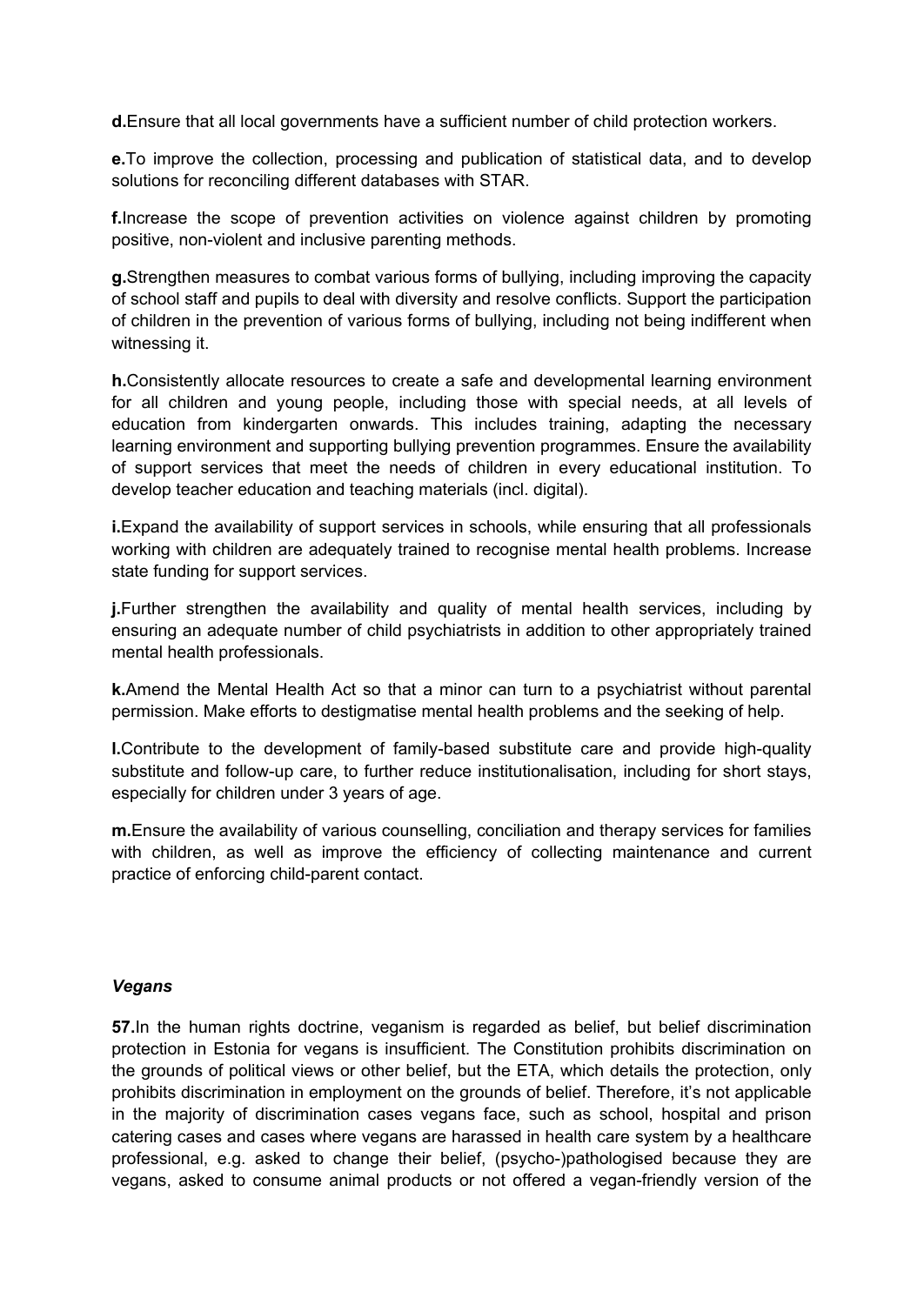**d.**Ensure that all local governments have a sufficient number of child protection workers.

**e.**To improve the collection, processing and publication of statistical data, and to develop solutions for reconciling different databases with STAR.

**f.**Increase the scope of prevention activities on violence against children by promoting positive, non-violent and inclusive parenting methods.

**g.**Strengthen measures to combat various forms of bullying, including improving the capacity of school staff and pupils to deal with diversity and resolve conflicts. Support the participation of children in the prevention of various forms of bullying, including not being indifferent when witnessing it.

**h.**Consistently allocate resources to create a safe and developmental learning environment for all children and young people, including those with special needs, at all levels of education from kindergarten onwards. This includes training, adapting the necessary learning environment and supporting bullying prevention programmes. Ensure the availability of support services that meet the needs of children in every educational institution. To develop teacher education and teaching materials (incl. digital).

**i.**Expand the availability of support services in schools, while ensuring that all professionals working with children are adequately trained to recognise mental health problems. Increase state funding for support services.

**j.**Further strengthen the availability and quality of mental health services, including by ensuring an adequate number of child psychiatrists in addition to other appropriately trained mental health professionals.

**k.**Amend the Mental Health Act so that a minor can turn to a psychiatrist without parental permission. Make efforts to destigmatise mental health problems and the seeking of help.

**l.**Contribute to the development of family-based substitute care and provide high-quality substitute and follow-up care, to further reduce institutionalisation, including for short stays, especially for children under 3 years of age.

**m.**Ensure the availability of various counselling, conciliation and therapy services for families with children, as well as improve the efficiency of collecting maintenance and current practice of enforcing child-parent contact.

***Vegans***

**57.**In the human rights doctrine, veganism is regarded as belief, but belief discrimination protection in Estonia for vegans is insufficient. The Constitution prohibits discrimination on the grounds of political views or other belief, but the ETA, which details the protection, only prohibits discrimination in employment on the grounds of belief. Therefore, it's not applicable in the majority of discrimination cases vegans face, such as school, hospital and prison catering cases and cases where vegans are harassed in health care system by a healthcare professional, e.g. asked to change their belief, (psycho-)pathologised because they are vegans, asked to consume animal products or not offered a vegan-friendly version of the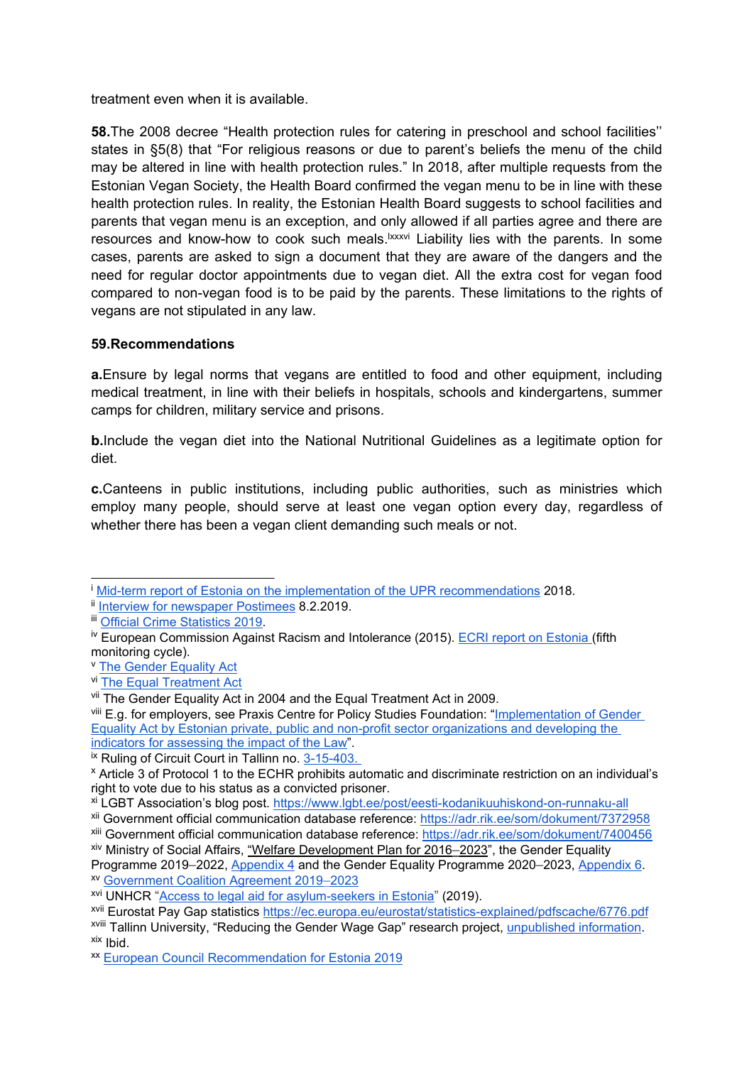treatment even when it is available.

**58.**The 2008 decree "Health protection rules for catering in preschool and school facilities'' states in §5(8) that "For religious reasons or due to parent's beliefs the menu of the child may be altered in line with health protection rules." In 2018, after multiple requests from the Estonian Vegan Society, the Health Board confirmed the vegan menu to be in line with these health protection rules. In reality, the Estonian Health Board suggests to school facilities and parents that vegan menu is an exception, and only allowed if all parties agree and there are resources and know-how to cook such meals.[lxxxvi] Liability lies with the parents. In some cases, parents are asked to sign a document that they are aware of the dangers and the need for regular doctor appointments due to vegan diet. All the extra cost for vegan food compared to non-vegan food is to be paid by the parents. These limitations to the rights of vegans are not stipulated in any law.

**59.Recommendations**

**a.**Ensure by legal norms that vegans are entitled to food and other equipment, including medical treatment, in line with their beliefs in hospitals, schools and kindergartens, summer camps for children, military service and prisons.

**b.**Include the vegan diet into the National Nutritional Guidelines as a legitimate option for diet.

**c.**Canteens in public institutions, including public authorities, such as ministries which employ many people, should serve at least one vegan option every day, regardless of whether there has been a vegan client demanding such meals or not.

---

[i] Mid-term report of Estonia on the implementation of the UPR recommendations 2018.
[ii] Interview for newspaper Postimees 8.2.2019.
[iii] Official Crime Statistics 2019.
[iv] European Commission Against Racism and Intolerance (2015). ECRI report on Estonia (fifth monitoring cycle).
[v] The Gender Equality Act
[vi] The Equal Treatment Act
[vii] The Gender Equality Act in 2004 and the Equal Treatment Act in 2009.
[viii] E.g. for employers, see Praxis Centre for Policy Studies Foundation: "Implementation of Gender Equality Act by Estonian private, public and non-profit sector organizations and developing the indicators for assessing the impact of the Law".
[ix] Ruling of Circuit Court in Tallinn no. 3-15-403.
[x] Article 3 of Protocol 1 to the ECHR prohibits automatic and discriminate restriction on an individual's right to vote due to his status as a convicted prisoner.
[xi] LGBT Association's blog post. https://www.lgbt.ee/post/eesti-kodanikuuhiskond-on-runnaku-all
[xii] Government official communication database reference: https://adr.rik.ee/som/dokument/7372958
[xiii] Government official communication database reference: https://adr.rik.ee/som/dokument/7400456
[xiv] Ministry of Social Affairs, "Welfare Development Plan for 2016–2023", the Gender Equality Programme 2019–2022, Appendix 4 and the Gender Equality Programme 2020–2023, Appendix 6.
[xv] Government Coalition Agreement 2019–2023
[xvi] UNHCR "Access to legal aid for asylum-seekers in Estonia" (2019).
[xvii] Eurostat Pay Gap statistics https://ec.europa.eu/eurostat/statistics-explained/pdfscache/6776.pdf
[xviii] Tallinn University, "Reducing the Gender Wage Gap" research project, unpublished information.
[xix] Ibid.
[xx] European Council Recommendation for Estonia 2019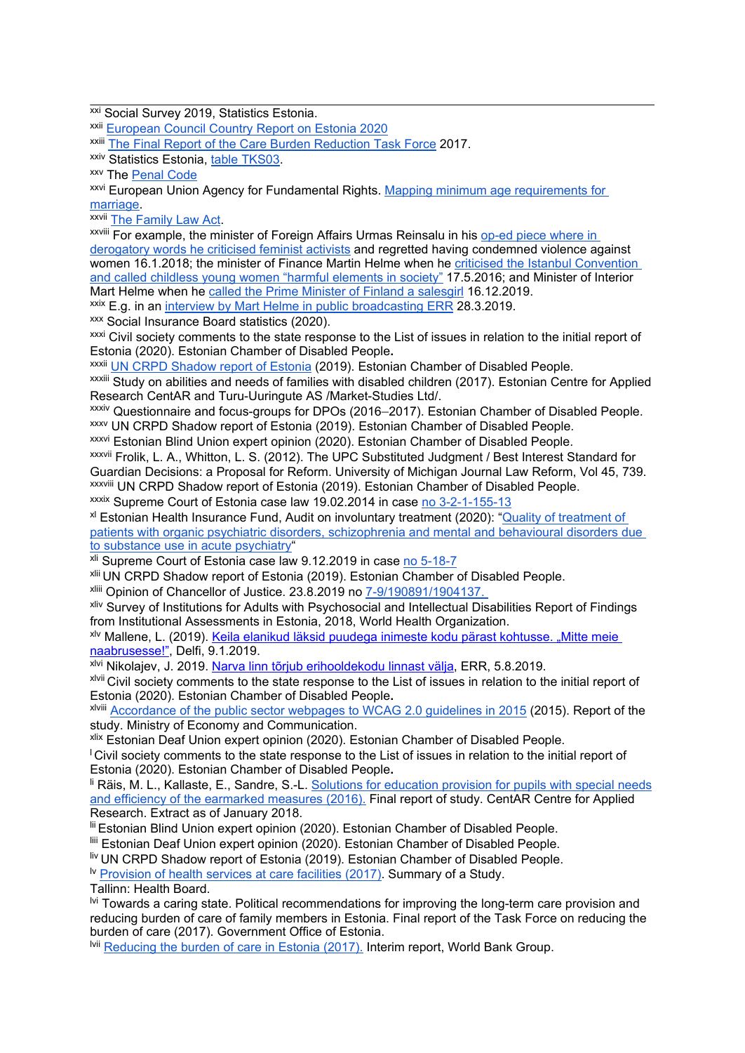---

[xxi] Social Survey 2019, Statistics Estonia.

[xxii] European Council Country Report on Estonia 2020

[xxiii] The Final Report of the Care Burden Reduction Task Force 2017.

[xxiv] Statistics Estonia, table TKS03.

[xxv] The Penal Code

[xxvi] European Union Agency for Fundamental Rights. Mapping minimum age requirements for marriage.

[xxvii] The Family Law Act.

[xxviii] For example, the minister of Foreign Affairs Urmas Reinsalu in his op-ed piece where in derogatory words he criticised feminist activists and regretted having condemned violence against women 16.1.2018; the minister of Finance Martin Helme when he criticised the Istanbul Convention and called childless young women "harmful elements in society" 17.5.2016; and Minister of Interior Mart Helme when he called the Prime Minister of Finland a salesgirl 16.12.2019.

[xxix] E.g. in an interview by Mart Helme in public broadcasting ERR 28.3.2019.

[xxx] Social Insurance Board statistics (2020).

[xxxi] Civil society comments to the state response to the List of issues in relation to the initial report of Estonia (2020). Estonian Chamber of Disabled People.

[xxxii] UN CRPD Shadow report of Estonia (2019). Estonian Chamber of Disabled People.

[xxxiii] Study on abilities and needs of families with disabled children (2017). Estonian Centre for Applied Research CentAR and Turu-Uuringute AS /Market-Studies Ltd/.

[xxxiv] Questionnaire and focus-groups for DPOs (2016–2017). Estonian Chamber of Disabled People.

[xxxv] UN CRPD Shadow report of Estonia (2019). Estonian Chamber of Disabled People.

[xxxvi] Estonian Blind Union expert opinion (2020). Estonian Chamber of Disabled People.

[xxxvii] Frolik, L. A., Whitton, L. S. (2012). The UPC Substituted Judgment / Best Interest Standard for Guardian Decisions: a Proposal for Reform. University of Michigan Journal Law Reform, Vol 45, 739.

[xxxviii] UN CRPD Shadow report of Estonia (2019). Estonian Chamber of Disabled People.

[xxxix] Supreme Court of Estonia case law 19.02.2014 in case no 3-2-1-155-13

[xl] Estonian Health Insurance Fund, Audit on involuntary treatment (2020): "Quality of treatment of patients with organic psychiatric disorders, schizophrenia and mental and behavioural disorders due to substance use in acute psychiatry"

[xli] Supreme Court of Estonia case law 9.12.2019 in case no 5-18-7

[xlii] UN CRPD Shadow report of Estonia (2019). Estonian Chamber of Disabled People.

[xliii] Opinion of Chancellor of Justice. 23.8.2019 no 7-9/190891/1904137.

[xliv] Survey of Institutions for Adults with Psychosocial and Intellectual Disabilities Report of Findings from Institutional Assessments in Estonia, 2018, World Health Organization.

[xlv] Mallene, L. (2019). Keila elanikud läksid puudega inimeste kodu pärast kohtusse. „Mitte meie naabrusesse!", Delfi, 9.1.2019.

[xlvi] Nikolajev, J. 2019. Narva linn tõrjub erihooldekodu linnast välja, ERR, 5.8.2019.

[xlvii] Civil society comments to the state response to the List of issues in relation to the initial report of Estonia (2020). Estonian Chamber of Disabled People.

[xlviii] Accordance of the public sector webpages to WCAG 2.0 guidelines in 2015 (2015). Report of the study. Ministry of Economy and Communication.

[xlix] Estonian Deaf Union expert opinion (2020). Estonian Chamber of Disabled People.

[l] Civil society comments to the state response to the List of issues in relation to the initial report of Estonia (2020). Estonian Chamber of Disabled People.

[li] Räis, M. L., Kallaste, E., Sandre, S.-L. Solutions for education provision for pupils with special needs and efficiency of the earmarked measures (2016). Final report of study. CentAR Centre for Applied Research. Extract as of January 2018.

[lii] Estonian Blind Union expert opinion (2020). Estonian Chamber of Disabled People.

[liii] Estonian Deaf Union expert opinion (2020). Estonian Chamber of Disabled People.

[liv] UN CRPD Shadow report of Estonia (2019). Estonian Chamber of Disabled People.

[lv] Provision of health services at care facilities (2017). Summary of a Study.
Tallinn: Health Board.

[lvi] Towards a caring state. Political recommendations for improving the long-term care provision and reducing burden of care of family members in Estonia. Final report of the Task Force on reducing the burden of care (2017). Government Office of Estonia.

[lvii] Reducing the burden of care in Estonia (2017). Interim report, World Bank Group.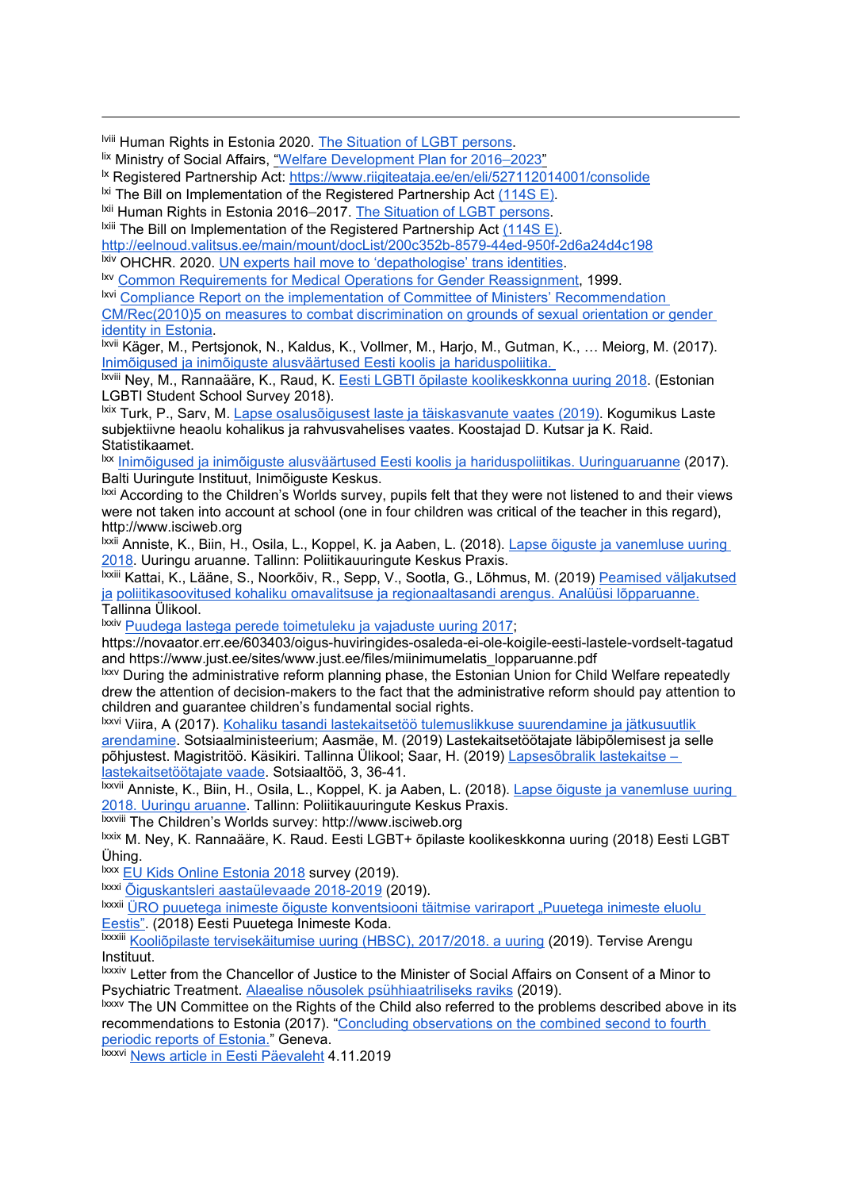[lviii] Human Rights in Estonia 2020. The Situation of LGBT persons.

[lix] Ministry of Social Affairs, "Welfare Development Plan for 2016–2023"

[lx] Registered Partnership Act: https://www.riigiteataja.ee/en/eli/527112014001/consolide

[lxi] The Bill on Implementation of the Registered Partnership Act (114S E).

[lxii] Human Rights in Estonia 2016–2017. The Situation of LGBT persons.

[lxiii] The Bill on Implementation of the Registered Partnership Act (114S E). http://eelnoud.valitsus.ee/main/mount/docList/200c352b-8579-44ed-950f-2d6a24d4c198

[lxiv] OHCHR. 2020. UN experts hail move to 'depathologise' trans identities.

[lxv] Common Requirements for Medical Operations for Gender Reassignment, 1999.

[lxvi] Compliance Report on the implementation of Committee of Ministers' Recommendation CM/Rec(2010)5 on measures to combat discrimination on grounds of sexual orientation or gender identity in Estonia.

[lxvii] Käger, M., Pertsjonok, N., Kaldus, K., Vollmer, M., Harjo, M., Gutman, K., … Meiorg, M. (2017). Inimõigused ja inimõiguste alusväärtused Eesti koolis ja hariduspoliitika.

[lxviii] Ney, M., Rannaääre, K., Raud, K. Eesti LGBTI õpilaste koolikeskkonna uuring 2018. (Estonian LGBTI Student School Survey 2018).

[lxix] Turk, P., Sarv, M. Lapse osalusõigusest laste ja täiskasvanute vaates (2019). Kogumikus Laste subjektiivne heaolu kohalikus ja rahvusvahelises vaates. Koostajad D. Kutsar ja K. Raid. Statistikaamet.

[lxx] Inimõigused ja inimõiguste alusväärtused Eesti koolis ja hariduspoliitikas. Uuringuaruanne (2017). Balti Uuringute Instituut, Inimõiguste Keskus.

[lxxi] According to the Children's Worlds survey, pupils felt that they were not listened to and their views were not taken into account at school (one in four children was critical of the teacher in this regard), http://www.isciweb.org

[lxxii] Anniste, K., Biin, H., Osila, L., Koppel, K. ja Aaben, L. (2018). Lapse õiguste ja vanemluse uuring 2018. Uuringu aruanne. Tallinn: Poliitikauuringute Keskus Praxis.

[lxxiii] Kattai, K., Lääne, S., Noorkõiv, R., Sepp, V., Sootla, G., Lõhmus, M. (2019) Peamised väljakutsed ja poliitikasoovitused kohaliku omavalitsuse ja regionaaltasandi arengus. Analüüsi lõpparuanne. Tallinna Ülikool.

[lxxiv] Puudega lastega perede toimetuleku ja vajaduste uuring 2017; https://novaator.err.ee/603403/oigus-huviringides-osaleda-ei-ole-koigile-eesti-lastele-vordselt-tagatud and https://www.just.ee/sites/www.just.ee/files/miinimumelatis_lopparuanne.pdf

[lxxv] During the administrative reform planning phase, the Estonian Union for Child Welfare repeatedly drew the attention of decision-makers to the fact that the administrative reform should pay attention to children and guarantee children's fundamental social rights.

[lxxvi] Viira, A (2017). Kohaliku tasandi lastekaitsetöö tulemuslikkuse suurendamine ja jätkusuutlik arendamine. Sotsiaalministeerium; Aasmäe, M. (2019) Lastekaitsetöötajate läbipõlemisest ja selle põhjustest. Magistritöö. Käsikiri. Tallinna Ülikool; Saar, H. (2019) Lapsesõbralik lastekaitse – lastekaitsetöötajate vaade. Sotsiaaltöö, 3, 36-41.

[lxxvii] Anniste, K., Biin, H., Osila, L., Koppel, K. ja Aaben, L. (2018). Lapse õiguste ja vanemluse uuring 2018. Uuringu aruanne. Tallinn: Poliitikauuringute Keskus Praxis.

[lxxviii] The Children's Worlds survey: http://www.isciweb.org

[lxxix] M. Ney, K. Rannaääre, K. Raud. Eesti LGBT+ õpilaste koolikeskkonna uuring (2018) Eesti LGBT Ühing.

[lxxx] EU Kids Online Estonia 2018 survey (2019).

[lxxxi] Õiguskantsleri aastaülevaade 2018-2019 (2019).

[lxxxii] ÜRO puuetega inimeste õiguste konventsiooni täitmise variraport „Puuetega inimeste eluolu Eestis". (2018) Eesti Puuetega Inimeste Koda.

[lxxxiii] Kooliõpilaste tervisekäitumise uuring (HBSC), 2017/2018. a uuring (2019). Tervise Arengu Instituut.

[lxxxiv] Letter from the Chancellor of Justice to the Minister of Social Affairs on Consent of a Minor to Psychiatric Treatment. Alaealise nõusolek psühhiaatriliseks raviks (2019).

[lxxxv] The UN Committee on the Rights of the Child also referred to the problems described above in its recommendations to Estonia (2017). "Concluding observations on the combined second to fourth periodic reports of Estonia." Geneva.

[lxxxvi] News article in Eesti Päevaleht 4.11.2019